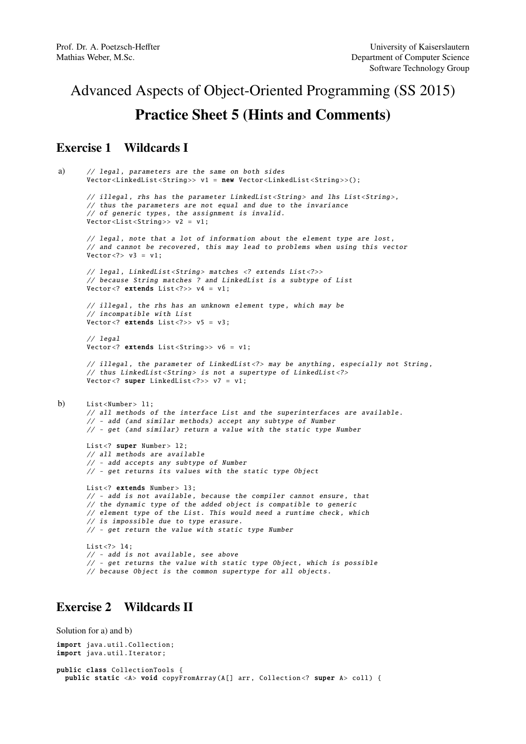Prof. Dr. A. Poetzsch-Heffter
Mathias Weber, M.Sc.

University of Kaiserslautern
Department of Computer Science
Software Technology Group

# Advanced Aspects of Object-Oriented Programming (SS 2015)

# Practice Sheet 5 (Hints and Comments)

## Exercise 1 Wildcards I

a)
```
// legal, parameters are the same on both sides
Vector<LinkedList<String>> v1 = new Vector<LinkedList<String>>();

// illegal, rhs has the parameter LinkedList<String> and lhs List<String>,
// thus the parameters are not equal and due to the invariance
// of generic types, the assignment is invalid.
Vector<List<String>> v2 = v1;

// legal, note that a lot of information about the element type are lost,
// and cannot be recovered, this may lead to problems when using this vector
Vector<?> v3 = v1;

// legal, LinkedList<String> matches <? extends List<?>>
// because String matches ? and LinkedList is a subtype of List
Vector<? extends List<?>> v4 = v1;

// illegal, the rhs has an unknown element type, which may be
// incompatible with List
Vector<? extends List<?>> v5 = v3;

// legal
Vector<? extends List<String>> v6 = v1;

// illegal, the parameter of LinkedList<?> may be anything, especially not String,
// thus LinkedList<String> is not a supertype of LinkedList<?>
Vector<? super LinkedList<?>> v7 = v1;
```

b)
```
List<Number> l1;
// all methods of the interface List and the superinterfaces are available.
// - add (and similar methods) accept any subtype of Number
// - get (and similar) return a value with the static type Number

List<? super Number> l2;
// all methods are available
// - add accepts any subtype of Number
// - get returns its values with the static type Object

List<? extends Number> l3;
// - add is not available, because the compiler cannot ensure, that
// the dynamic type of the added object is compatible to generic
// element type of the List. This would need a runtime check, which
// is impossible due to type erasure.
// - get return the value with static type Number

List<?> l4;
// - add is not available, see above
// - get returns the value with static type Object, which is possible
// because Object is the common supertype for all objects.
```

## Exercise 2 Wildcards II

Solution for a) and b)

```
import java.util.Collection;
import java.util.Iterator;

public class CollectionTools {
  public static <A> void copyFromArray(A[] arr, Collection<? super A> coll) {
```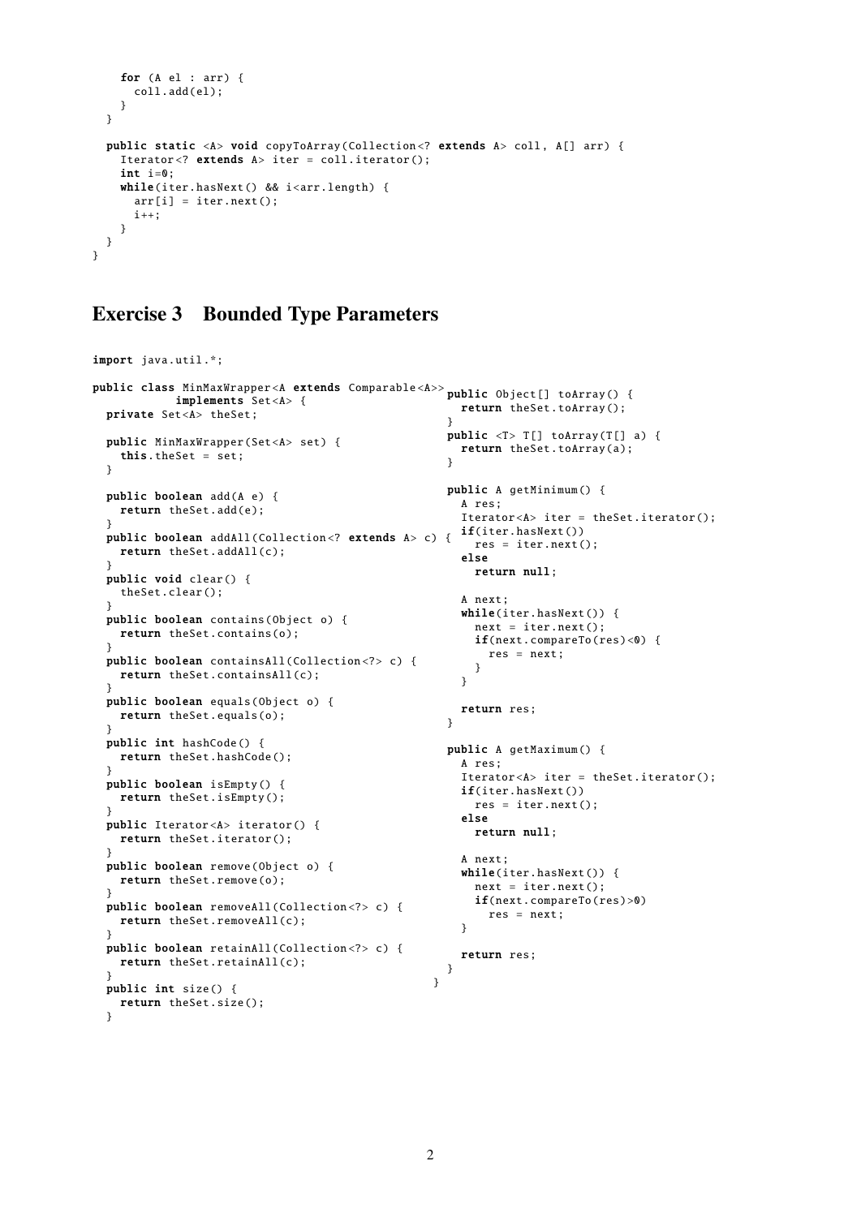```java
    for (A el : arr) {
      coll.add(el);
    }
  }

  public static <A> void copyToArray(Collection<? extends A> coll, A[] arr) {
    Iterator<? extends A> iter = coll.iterator();
    int i=0;
    while(iter.hasNext() && i<arr.length) {
      arr[i] = iter.next();
      i++;
    }
  }
}
```

## Exercise 3 Bounded Type Parameters

```java
import java.util.*;

public class MinMaxWrapper<A extends Comparable<A>>
            implements Set<A> {
  private Set<A> theSet;

  public MinMaxWrapper(Set<A> set) {
    this.theSet = set;
  }

  public boolean add(A e) {
    return theSet.add(e);
  }
  public boolean addAll(Collection<? extends A> c) {
    return theSet.addAll(c);
  }
  public void clear() {
    theSet.clear();
  }
  public boolean contains(Object o) {
    return theSet.contains(o);
  }
  public boolean containsAll(Collection<?> c) {
    return theSet.containsAll(c);
  }
  public boolean equals(Object o) {
    return theSet.equals(o);
  }
  public int hashCode() {
    return theSet.hashCode();
  }
  public boolean isEmpty() {
    return theSet.isEmpty();
  }
  public Iterator<A> iterator() {
    return theSet.iterator();
  }
  public boolean remove(Object o) {
    return theSet.remove(o);
  }
  public boolean removeAll(Collection<?> c) {
    return theSet.removeAll(c);
  }
  public boolean retainAll(Collection<?> c) {
    return theSet.retainAll(c);
  }
  public int size() {
    return theSet.size();
  }
  public Object[] toArray() {
    return theSet.toArray();
  }
  public <T> T[] toArray(T[] a) {
    return theSet.toArray(a);
  }

  public A getMinimum() {
    A res;
    Iterator<A> iter = theSet.iterator();
    if(iter.hasNext())
      res = iter.next();
    else
      return null;

    A next;
    while(iter.hasNext()) {
      next = iter.next();
      if(next.compareTo(res)<0) {
        res = next;
      }
    }

    return res;
  }

  public A getMaximum() {
    A res;
    Iterator<A> iter = theSet.iterator();
    if(iter.hasNext())
      res = iter.next();
    else
      return null;

    A next;
    while(iter.hasNext()) {
      next = iter.next();
      if(next.compareTo(res)>0)
        res = next;
    }

    return res;
  }
}
```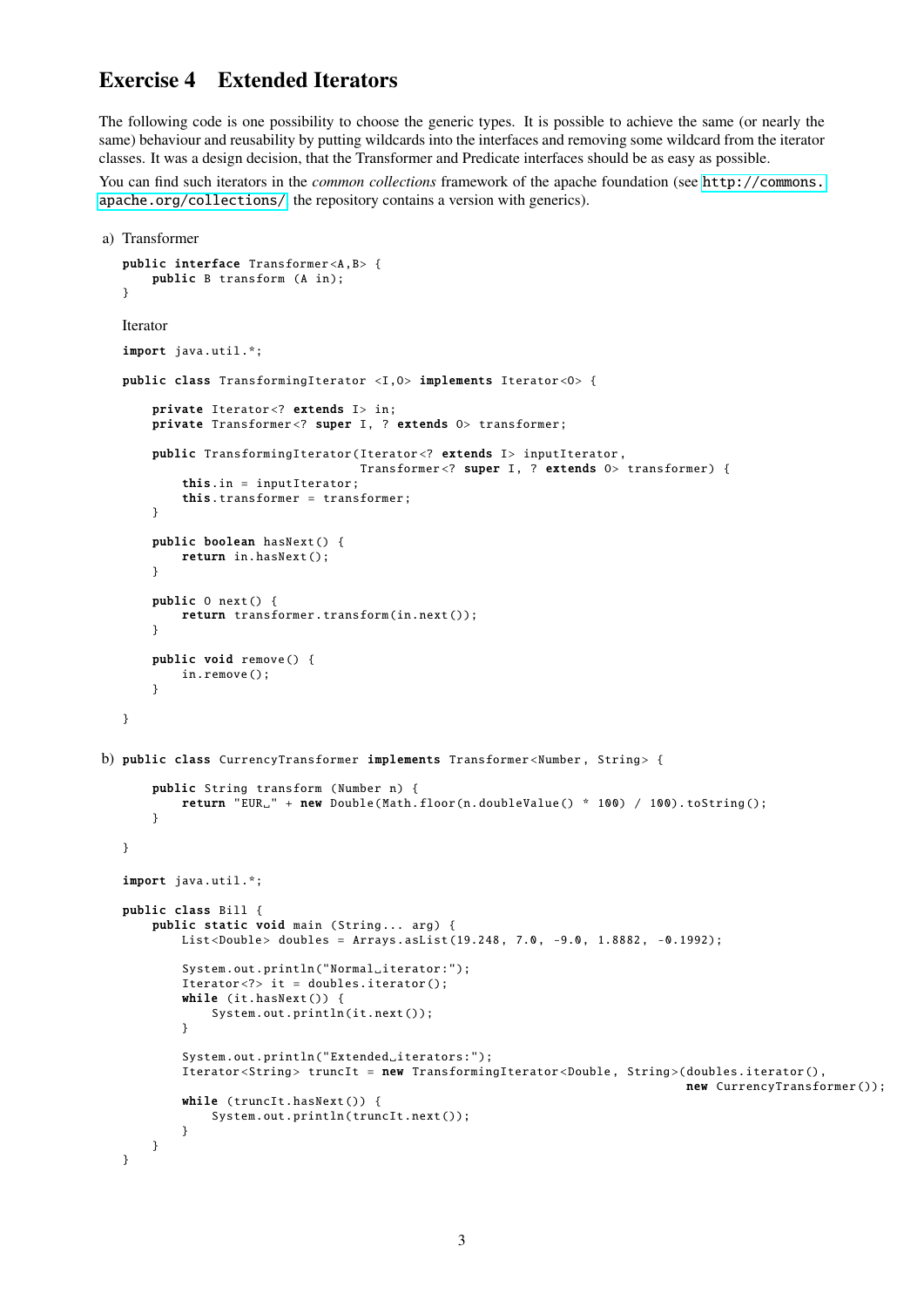## Exercise 4 Extended Iterators

The following code is one possibility to choose the generic types. It is possible to achieve the same (or nearly the same) behaviour and reusability by putting wildcards into the interfaces and removing some wildcard from the iterator classes. It was a design decision, that the Transformer and Predicate interfaces should be as easy as possible.

You can find such iterators in the *common collections* framework of the apache foundation (see http://commons.apache.org/collections/ the repository contains a version with generics).

a) Transformer

```
public interface Transformer<A,B> {
    public B transform (A in);
}
```

Iterator

```
import java.util.*;

public class TransformingIterator <I,O> implements Iterator<O> {

    private Iterator<? extends I> in;
    private Transformer<? super I, ? extends O> transformer;

    public TransformingIterator(Iterator<? extends I> inputIterator,
                                Transformer<? super I, ? extends O> transformer) {
        this.in = inputIterator;
        this.transformer = transformer;
    }

    public boolean hasNext() {
        return in.hasNext();
    }

    public O next() {
        return transformer.transform(in.next());
    }

    public void remove() {
        in.remove();
    }

}
```

b)

```
public class CurrencyTransformer implements Transformer<Number, String> {

    public String transform (Number n) {
        return "EUR " + new Double(Math.floor(n.doubleValue() * 100) / 100).toString();
    }

}
```

```
import java.util.*;

public class Bill {
    public static void main (String... arg) {
        List<Double> doubles = Arrays.asList(19.248, 7.0, -9.0, 1.8882, -0.1992);

        System.out.println("Normal iterator:");
        Iterator<?> it = doubles.iterator();
        while (it.hasNext()) {
            System.out.println(it.next());
        }

        System.out.println("Extended iterators:");
        Iterator<String> truncIt = new TransformingIterator<Double, String>(doubles.iterator(),
                                                                            new CurrencyTransformer());
        while (truncIt.hasNext()) {
            System.out.println(truncIt.next());
        }
    }
}
```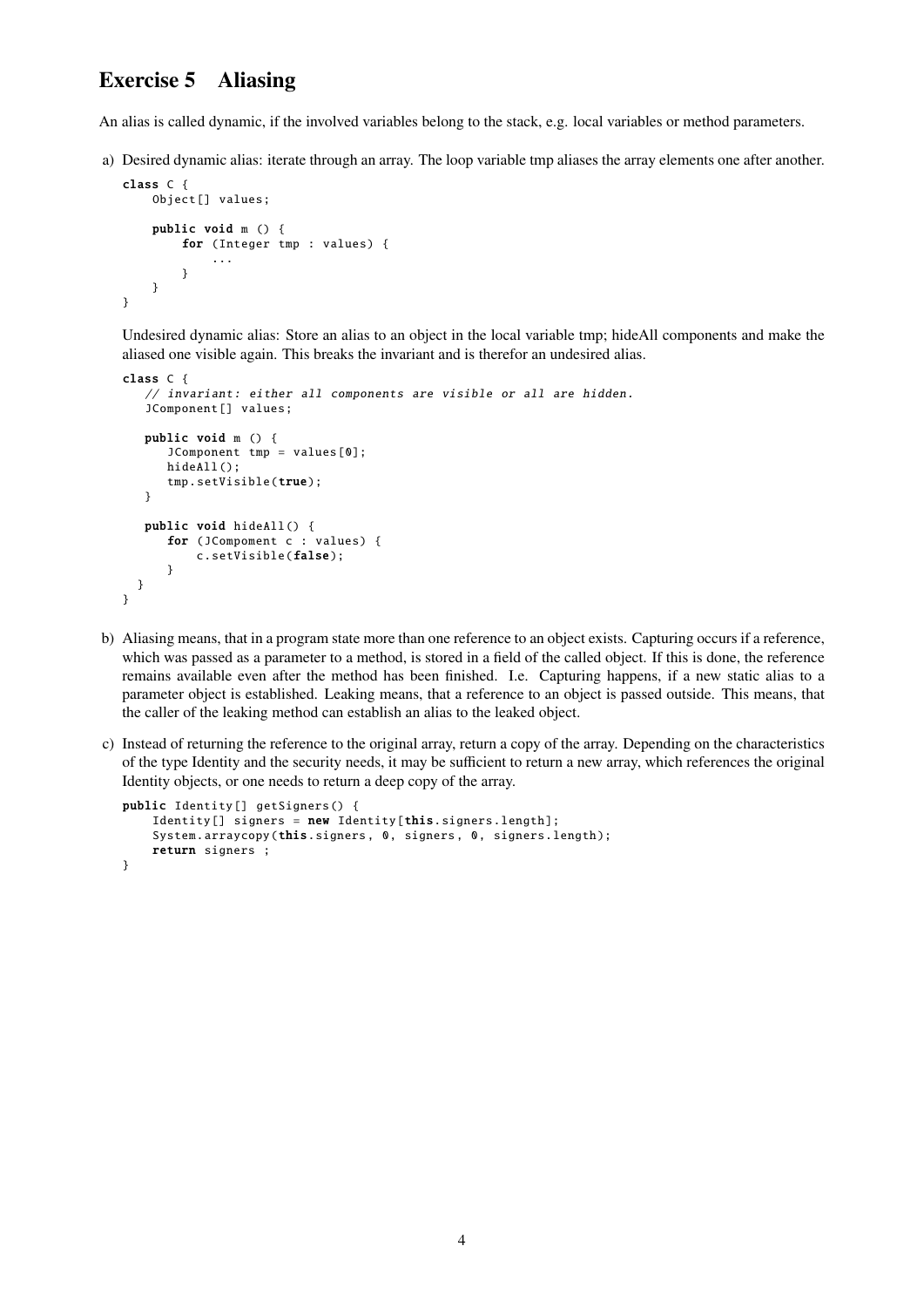## Exercise 5 Aliasing

An alias is called dynamic, if the involved variables belong to the stack, e.g. local variables or method parameters.

a) Desired dynamic alias: iterate through an array. The loop variable tmp aliases the array elements one after another.

```
class C {
    Object[] values;

    public void m () {
        for (Integer tmp : values) {
            ...
        }
    }
}
```

Undesired dynamic alias: Store an alias to an object in the local variable tmp; hideAll components and make the aliased one visible again. This breaks the invariant and is therefor an undesired alias.

```
class C {
   // invariant: either all components are visible or all are hidden.
   JComponent[] values;

   public void m () {
      JComponent tmp = values[0];
      hideAll();
      tmp.setVisible(true);
   }

   public void hideAll() {
      for (JCompoment c : values) {
          c.setVisible(false);
      }
  }
}
```

b) Aliasing means, that in a program state more than one reference to an object exists. Capturing occurs if a reference, which was passed as a parameter to a method, is stored in a field of the called object. If this is done, the reference remains available even after the method has been finished. I.e. Capturing happens, if a new static alias to a parameter object is established. Leaking means, that a reference to an object is passed outside. This means, that the caller of the leaking method can establish an alias to the leaked object.

c) Instead of returning the reference to the original array, return a copy of the array. Depending on the characteristics of the type Identity and the security needs, it may be sufficient to return a new array, which references the original Identity objects, or one needs to return a deep copy of the array.

```
public Identity[] getSigners() {
    Identity[] signers = new Identity[this.signers.length];
    System.arraycopy(this.signers, 0, signers, 0, signers.length);
    return signers ;
}
```